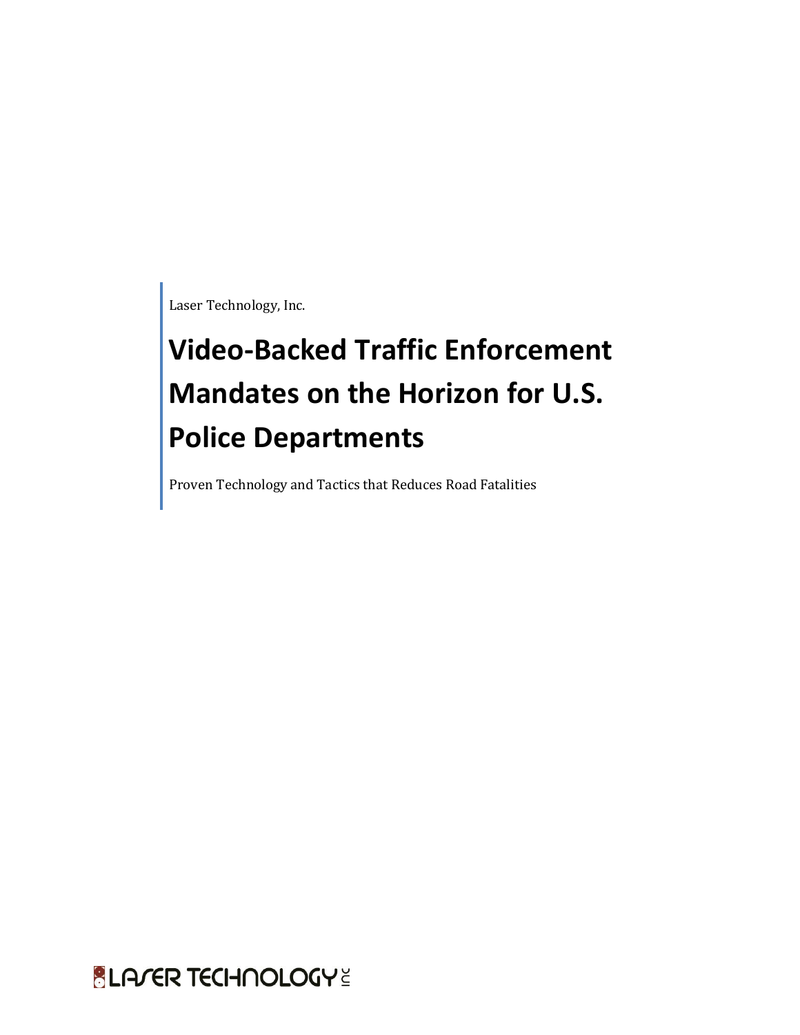Laser Technology, Inc.

# Video-Backed Traffic Enforcement Mandates on the Horizon for U.S. Police Departments

Proven Technology and Tactics that Reduces Road Fatalities

LASER TECHNOLOGY INC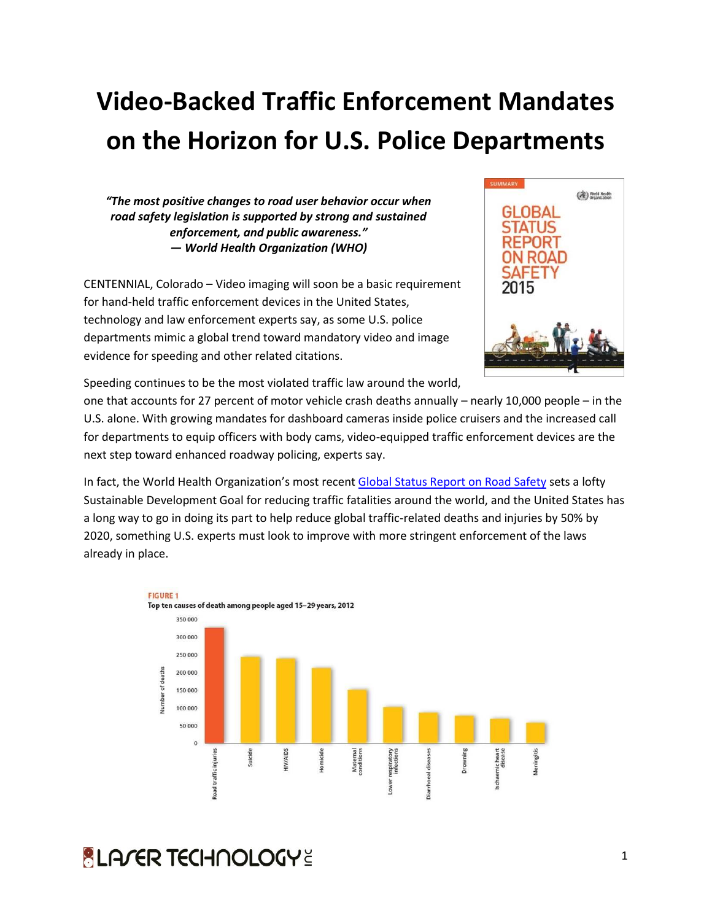# Video-Backed Traffic Enforcement Mandates on the Horizon for U.S. Police Departments

***"The most positive changes to road user behavior occur when road safety legislation is supported by strong and sustained enforcement, and public awareness."***
***— World Health Organization (WHO)***

CENTENNIAL, Colorado – Video imaging will soon be a basic requirement for hand-held traffic enforcement devices in the United States, technology and law enforcement experts say, as some U.S. police departments mimic a global trend toward mandatory video and image evidence for speeding and other related citations.

Speeding continues to be the most violated traffic law around the world, one that accounts for 27 percent of motor vehicle crash deaths annually – nearly 10,000 people – in the U.S. alone. With growing mandates for dashboard cameras inside police cruisers and the increased call for departments to equip officers with body cams, video-equipped traffic enforcement devices are the next step toward enhanced roadway policing, experts say.

In fact, the World Health Organization's most recent [Global Status Report on Road Safety](Global Status Report on Road Safety) sets a lofty Sustainable Development Goal for reducing traffic fatalities around the world, and the United States has a long way to go in doing its part to help reduce global traffic-related deaths and injuries by 50% by 2020, something U.S. experts must look to improve with more stringent enforcement of the laws already in place.

FIGURE 1
Top ten causes of death among people aged 15–29 years, 2012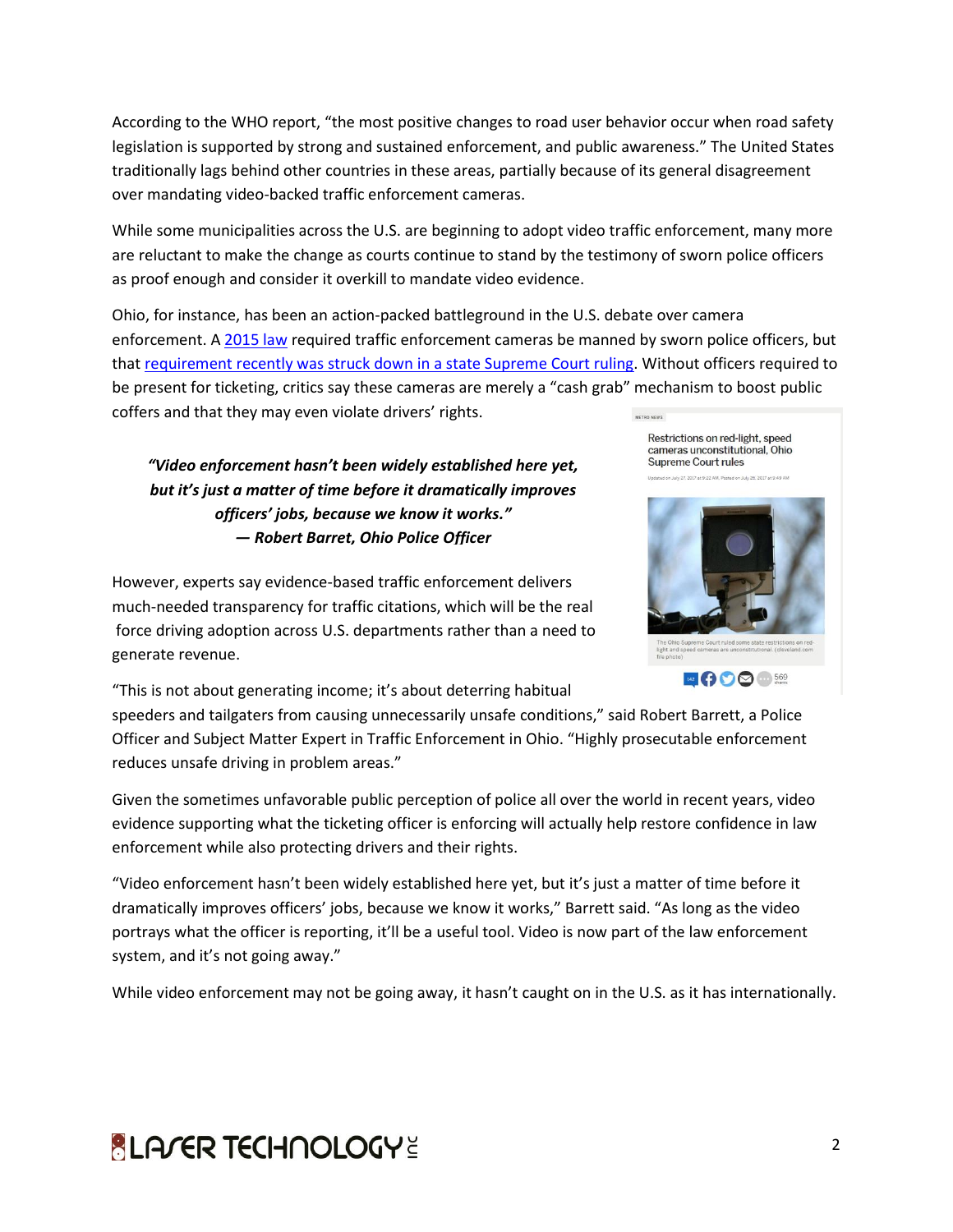According to the WHO report, "the most positive changes to road user behavior occur when road safety legislation is supported by strong and sustained enforcement, and public awareness." The United States traditionally lags behind other countries in these areas, partially because of its general disagreement over mandating video-backed traffic enforcement cameras.

While some municipalities across the U.S. are beginning to adopt video traffic enforcement, many more are reluctant to make the change as courts continue to stand by the testimony of sworn police officers as proof enough and consider it overkill to mandate video evidence.

Ohio, for instance, has been an action-packed battleground in the U.S. debate over camera enforcement. A [2015 law] required traffic enforcement cameras be manned by sworn police officers, but that [requirement recently was struck down in a state Supreme Court ruling]. Without officers required to be present for ticketing, critics say these cameras are merely a "cash grab" mechanism to boost public coffers and that they may even violate drivers' rights.

METRO NEWS

Restrictions on red-light, speed cameras unconstitutional, Ohio Supreme Court rules

Updated on July 27, 2017 at 9:22 AM; Posted on July 26, 2017 at 9:49 AM

The Ohio Supreme Court ruled some state restrictions on red-light and speed cameras are unconstitutional. (cleveland.com file photo)

> ***"Video enforcement hasn't been widely established here yet, but it's just a matter of time before it dramatically improves officers' jobs, because we know it works."***
> ***— Robert Barret, Ohio Police Officer***

However, experts say evidence-based traffic enforcement delivers much-needed transparency for traffic citations, which will be the real force driving adoption across U.S. departments rather than a need to generate revenue.

"This is not about generating income; it's about deterring habitual speeders and tailgaters from causing unnecessarily unsafe conditions," said Robert Barrett, a Police Officer and Subject Matter Expert in Traffic Enforcement in Ohio. "Highly prosecutable enforcement reduces unsafe driving in problem areas."

Given the sometimes unfavorable public perception of police all over the world in recent years, video evidence supporting what the ticketing officer is enforcing will actually help restore confidence in law enforcement while also protecting drivers and their rights.

"Video enforcement hasn't been widely established here yet, but it's just a matter of time before it dramatically improves officers' jobs, because we know it works," Barrett said. "As long as the video portrays what the officer is reporting, it'll be a useful tool. Video is now part of the law enforcement system, and it's not going away."

While video enforcement may not be going away, it hasn't caught on in the U.S. as it has internationally.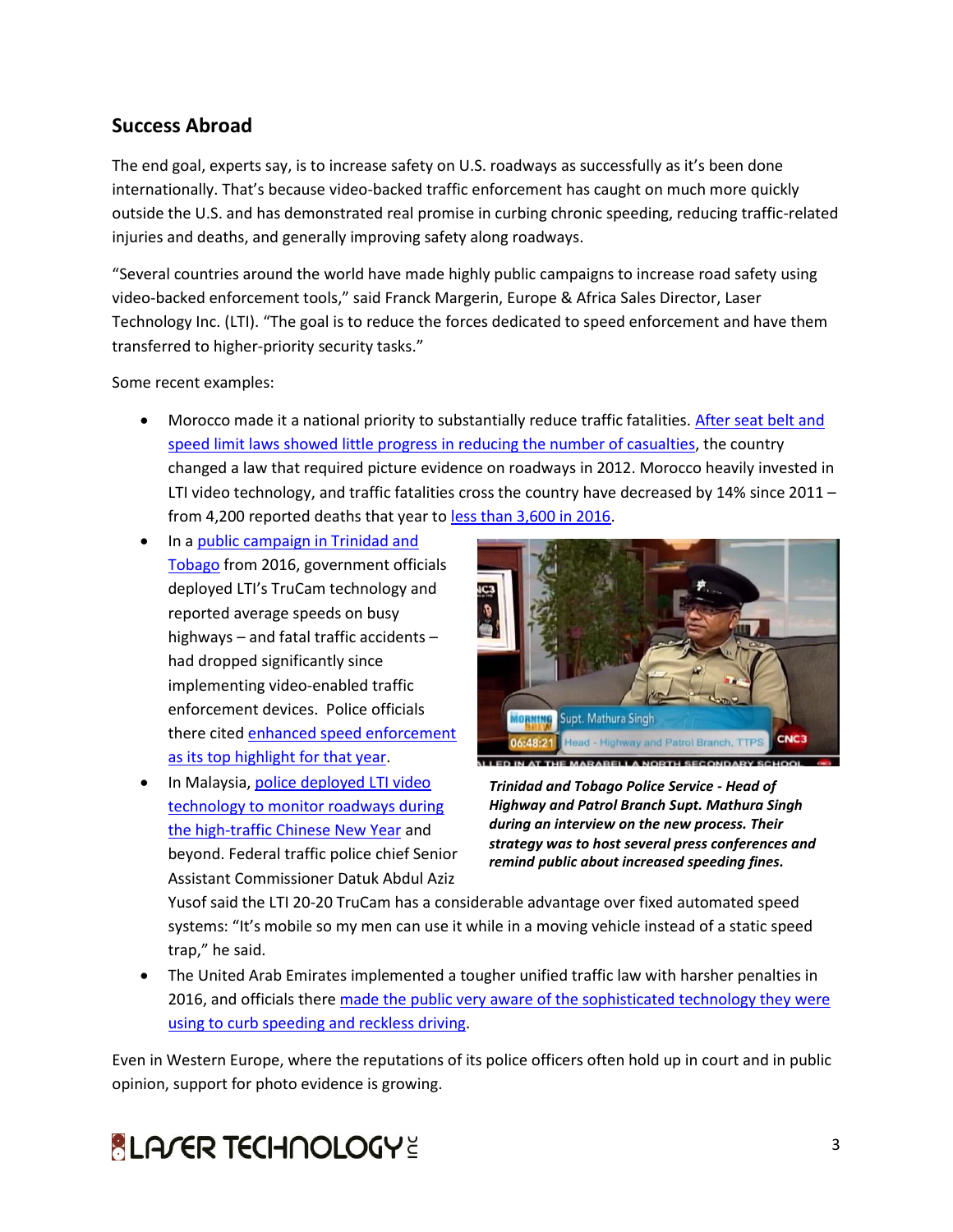## Success Abroad

The end goal, experts say, is to increase safety on U.S. roadways as successfully as it's been done internationally. That's because video-backed traffic enforcement has caught on much more quickly outside the U.S. and has demonstrated real promise in curbing chronic speeding, reducing traffic-related injuries and deaths, and generally improving safety along roadways.

"Several countries around the world have made highly public campaigns to increase road safety using video-backed enforcement tools," said Franck Margerin, Europe & Africa Sales Director, Laser Technology Inc. (LTI). "The goal is to reduce the forces dedicated to speed enforcement and have them transferred to higher-priority security tasks."

Some recent examples:

- Morocco made it a national priority to substantially reduce traffic fatalities. After seat belt and speed limit laws showed little progress in reducing the number of casualties, the country changed a law that required picture evidence on roadways in 2012. Morocco heavily invested in LTI video technology, and traffic fatalities cross the country have decreased by 14% since 2011 – from 4,200 reported deaths that year to less than 3,600 in 2016.
- In a public campaign in Trinidad and Tobago from 2016, government officials deployed LTI's TruCam technology and reported average speeds on busy highways – and fatal traffic accidents – had dropped significantly since implementing video-enabled traffic enforcement devices. Police officials there cited enhanced speed enforcement as its top highlight for that year.
- In Malaysia, police deployed LTI video technology to monitor roadways during the high-traffic Chinese New Year and beyond. Federal traffic police chief Senior Assistant Commissioner Datuk Abdul Aziz Yusof said the LTI 20-20 TruCam has a considerable advantage over fixed automated speed systems: "It's mobile so my men can use it while in a moving vehicle instead of a static speed trap," he said.
- The United Arab Emirates implemented a tougher unified traffic law with harsher penalties in 2016, and officials there made the public very aware of the sophisticated technology they were using to curb speeding and reckless driving.

***Trinidad and Tobago Police Service - Head of Highway and Patrol Branch Supt. Mathura Singh during an interview on the new process. Their strategy was to host several press conferences and remind public about increased speeding fines.***

Even in Western Europe, where the reputations of its police officers often hold up in court and in public opinion, support for photo evidence is growing.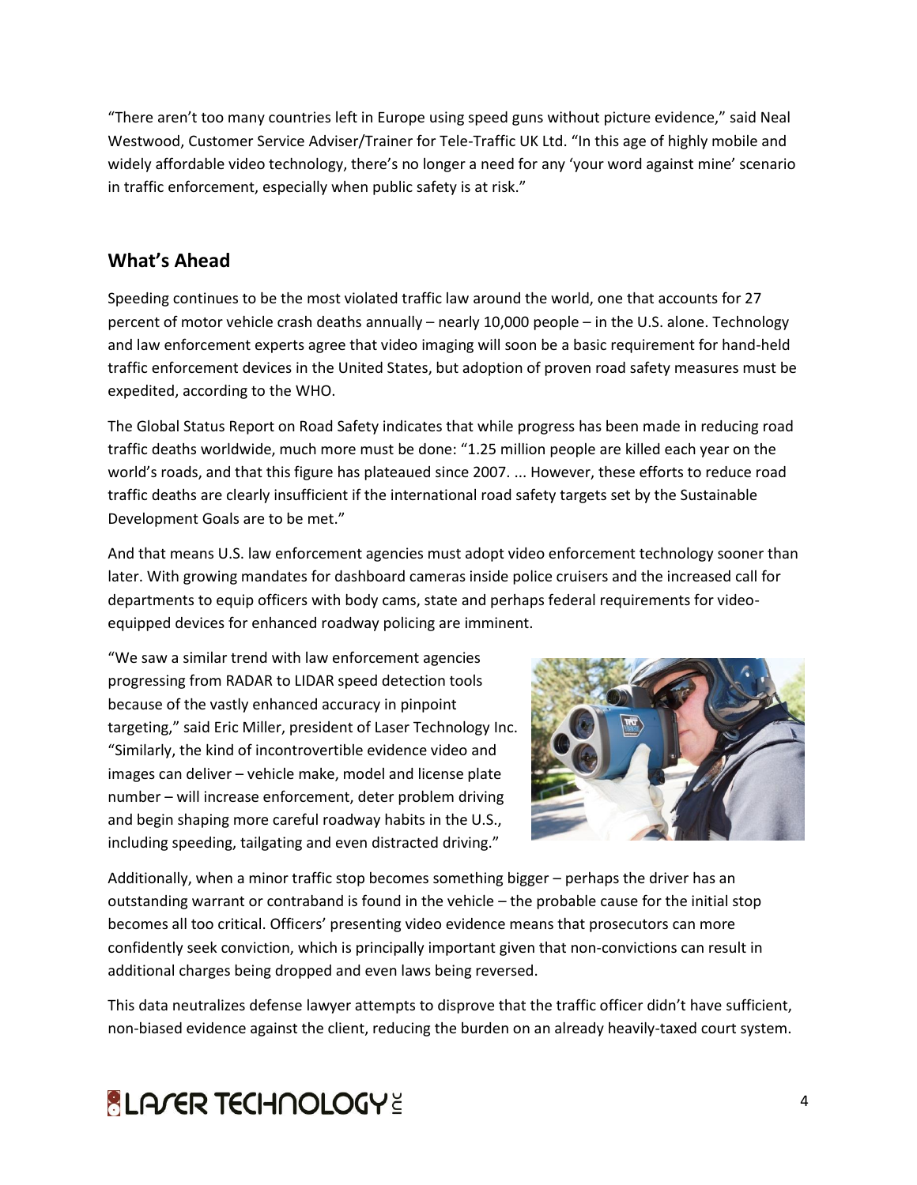"There aren't too many countries left in Europe using speed guns without picture evidence," said Neal Westwood, Customer Service Adviser/Trainer for Tele-Traffic UK Ltd. "In this age of highly mobile and widely affordable video technology, there's no longer a need for any 'your word against mine' scenario in traffic enforcement, especially when public safety is at risk."

## What's Ahead

Speeding continues to be the most violated traffic law around the world, one that accounts for 27 percent of motor vehicle crash deaths annually – nearly 10,000 people – in the U.S. alone. Technology and law enforcement experts agree that video imaging will soon be a basic requirement for hand-held traffic enforcement devices in the United States, but adoption of proven road safety measures must be expedited, according to the WHO.

The Global Status Report on Road Safety indicates that while progress has been made in reducing road traffic deaths worldwide, much more must be done: "1.25 million people are killed each year on the world's roads, and that this figure has plateaued since 2007. ... However, these efforts to reduce road traffic deaths are clearly insufficient if the international road safety targets set by the Sustainable Development Goals are to be met."

And that means U.S. law enforcement agencies must adopt video enforcement technology sooner than later. With growing mandates for dashboard cameras inside police cruisers and the increased call for departments to equip officers with body cams, state and perhaps federal requirements for video-equipped devices for enhanced roadway policing are imminent.

"We saw a similar trend with law enforcement agencies progressing from RADAR to LIDAR speed detection tools because of the vastly enhanced accuracy in pinpoint targeting," said Eric Miller, president of Laser Technology Inc. "Similarly, the kind of incontrovertible evidence video and images can deliver – vehicle make, model and license plate number – will increase enforcement, deter problem driving and begin shaping more careful roadway habits in the U.S., including speeding, tailgating and even distracted driving."

Additionally, when a minor traffic stop becomes something bigger – perhaps the driver has an outstanding warrant or contraband is found in the vehicle – the probable cause for the initial stop becomes all too critical. Officers' presenting video evidence means that prosecutors can more confidently seek conviction, which is principally important given that non-convictions can result in additional charges being dropped and even laws being reversed.

This data neutralizes defense lawyer attempts to disprove that the traffic officer didn't have sufficient, non-biased evidence against the client, reducing the burden on an already heavily-taxed court system.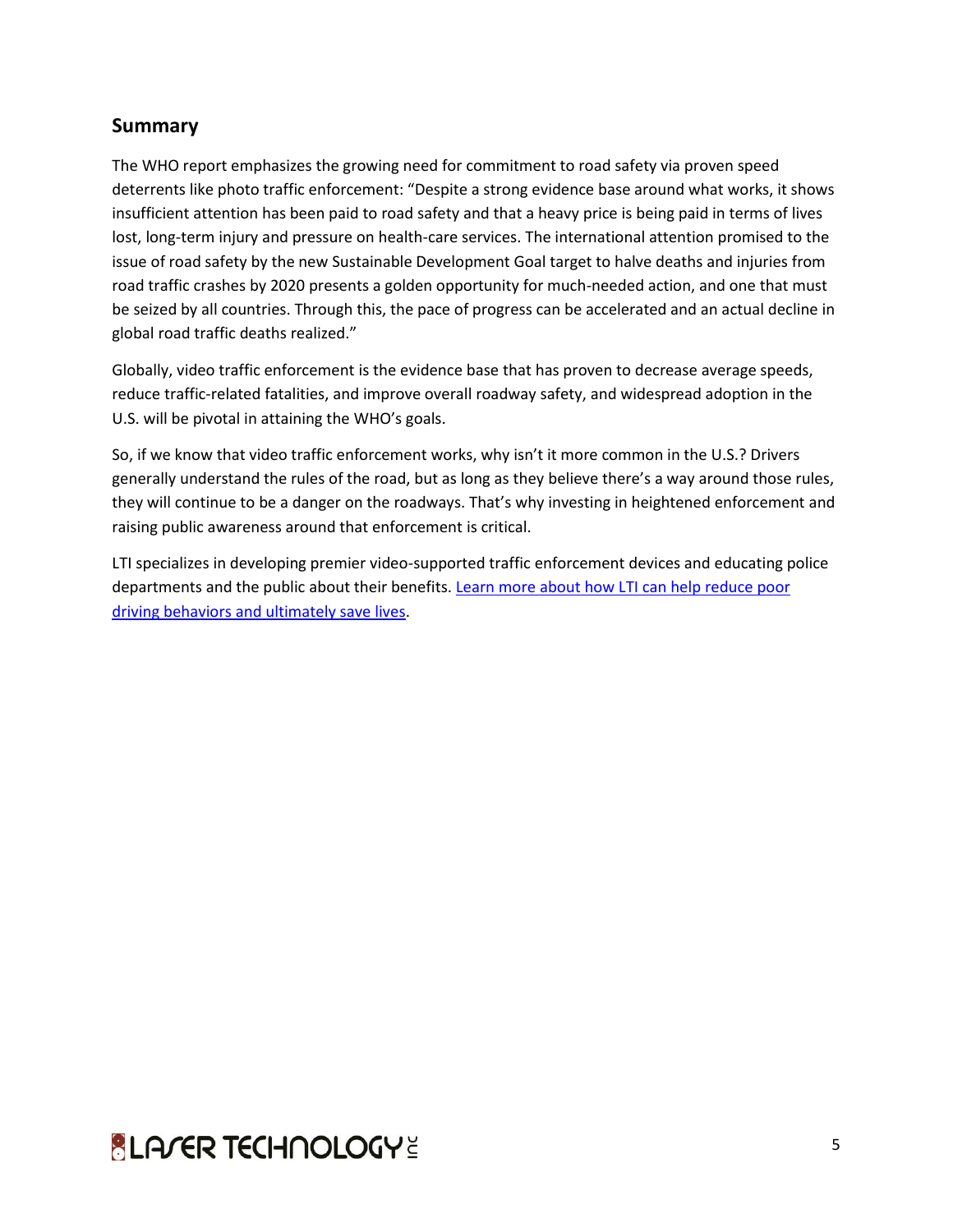## Summary

The WHO report emphasizes the growing need for commitment to road safety via proven speed deterrents like photo traffic enforcement: "Despite a strong evidence base around what works, it shows insufficient attention has been paid to road safety and that a heavy price is being paid in terms of lives lost, long-term injury and pressure on health-care services. The international attention promised to the issue of road safety by the new Sustainable Development Goal target to halve deaths and injuries from road traffic crashes by 2020 presents a golden opportunity for much-needed action, and one that must be seized by all countries. Through this, the pace of progress can be accelerated and an actual decline in global road traffic deaths realized."

Globally, video traffic enforcement is the evidence base that has proven to decrease average speeds, reduce traffic-related fatalities, and improve overall roadway safety, and widespread adoption in the U.S. will be pivotal in attaining the WHO's goals.

So, if we know that video traffic enforcement works, why isn't it more common in the U.S.? Drivers generally understand the rules of the road, but as long as they believe there's a way around those rules, they will continue to be a danger on the roadways. That's why investing in heightened enforcement and raising public awareness around that enforcement is critical.

LTI specializes in developing premier video-supported traffic enforcement devices and educating police departments and the public about their benefits. Learn more about how LTI can help reduce poor driving behaviors and ultimately save lives.